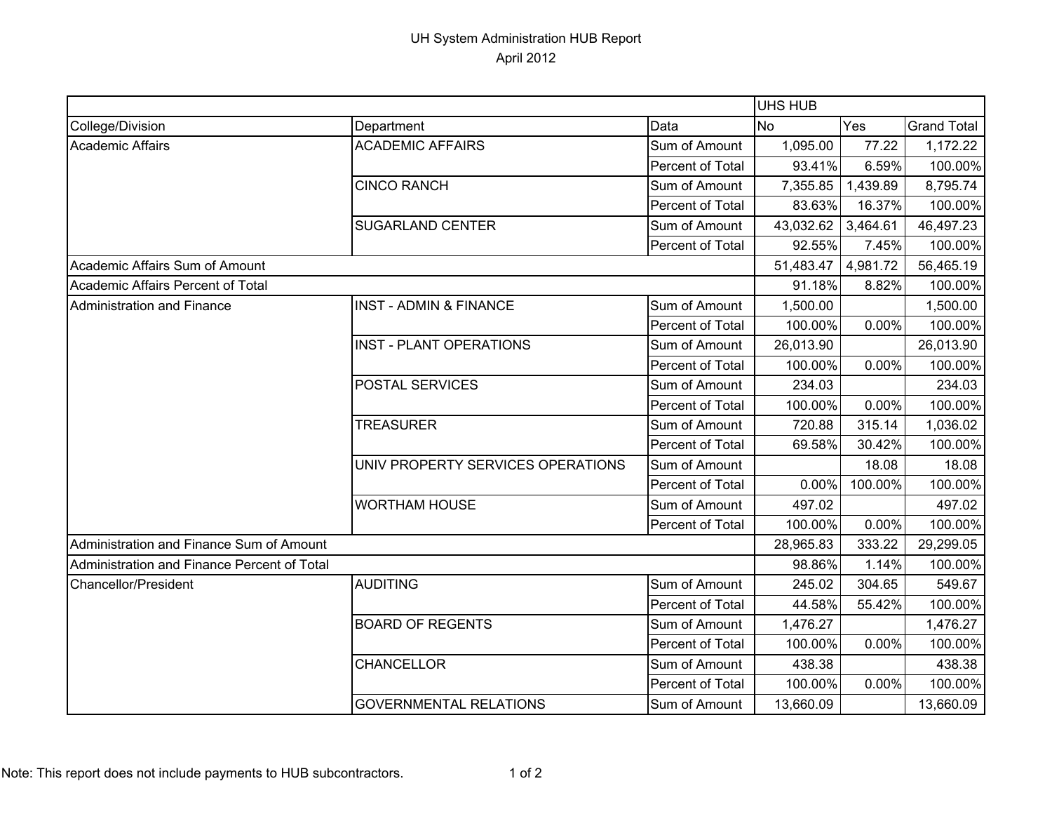# UH System Administration HUB Report

April 2012

| | | | UHS HUB | | |
|---|---|---|---|---|---|
| College/Division | Department | Data | No | Yes | Grand Total |
| Academic Affairs | ACADEMIC AFFAIRS | Sum of Amount | 1,095.00 | 77.22 | 1,172.22 |
| | | Percent of Total | 93.41% | 6.59% | 100.00% |
| | CINCO RANCH | Sum of Amount | 7,355.85 | 1,439.89 | 8,795.74 |
| | | Percent of Total | 83.63% | 16.37% | 100.00% |
| | SUGARLAND CENTER | Sum of Amount | 43,032.62 | 3,464.61 | 46,497.23 |
| | | Percent of Total | 92.55% | 7.45% | 100.00% |
| Academic Affairs Sum of Amount | | | 51,483.47 | 4,981.72 | 56,465.19 |
| Academic Affairs Percent of Total | | | 91.18% | 8.82% | 100.00% |
| Administration and Finance | INST - ADMIN & FINANCE | Sum of Amount | 1,500.00 | | 1,500.00 |
| | | Percent of Total | 100.00% | 0.00% | 100.00% |
| | INST - PLANT OPERATIONS | Sum of Amount | 26,013.90 | | 26,013.90 |
| | | Percent of Total | 100.00% | 0.00% | 100.00% |
| | POSTAL SERVICES | Sum of Amount | 234.03 | | 234.03 |
| | | Percent of Total | 100.00% | 0.00% | 100.00% |
| | TREASURER | Sum of Amount | 720.88 | 315.14 | 1,036.02 |
| | | Percent of Total | 69.58% | 30.42% | 100.00% |
| | UNIV PROPERTY SERVICES OPERATIONS | Sum of Amount | | 18.08 | 18.08 |
| | | Percent of Total | 0.00% | 100.00% | 100.00% |
| | WORTHAM HOUSE | Sum of Amount | 497.02 | | 497.02 |
| | | Percent of Total | 100.00% | 0.00% | 100.00% |
| Administration and Finance Sum of Amount | | | 28,965.83 | 333.22 | 29,299.05 |
| Administration and Finance Percent of Total | | | 98.86% | 1.14% | 100.00% |
| Chancellor/President | AUDITING | Sum of Amount | 245.02 | 304.65 | 549.67 |
| | | Percent of Total | 44.58% | 55.42% | 100.00% |
| | BOARD OF REGENTS | Sum of Amount | 1,476.27 | | 1,476.27 |
| | | Percent of Total | 100.00% | 0.00% | 100.00% |
| | CHANCELLOR | Sum of Amount | 438.38 | | 438.38 |
| | | Percent of Total | 100.00% | 0.00% | 100.00% |
| | GOVERNMENTAL RELATIONS | Sum of Amount | 13,660.09 | | 13,660.09 |

Note: This report does not include payments to HUB subcontractors.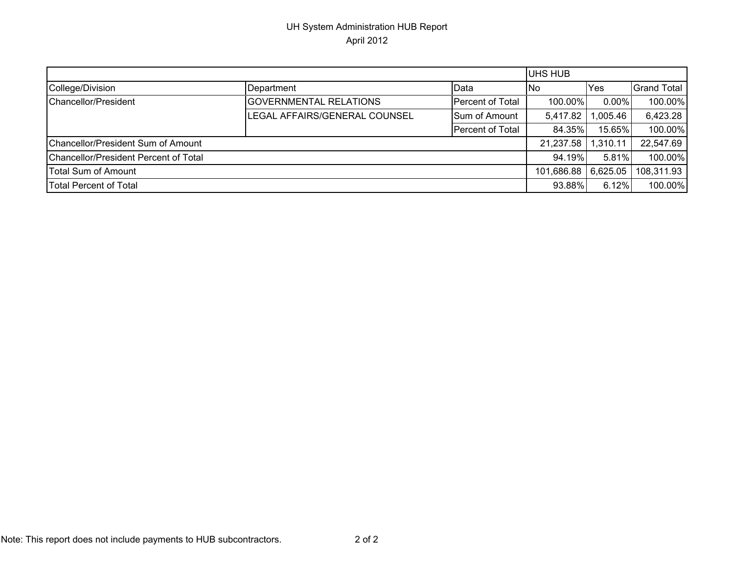UH System Administration HUB Report
April 2012

| | | | UHS HUB | | |
|---|---|---|---|---|---|
| College/Division | Department | Data | No | Yes | Grand Total |
| Chancellor/President | GOVERNMENTAL RELATIONS | Percent of Total | 100.00% | 0.00% | 100.00% |
| | LEGAL AFFAIRS/GENERAL COUNSEL | Sum of Amount | 5,417.82 | 1,005.46 | 6,423.28 |
| | | Percent of Total | 84.35% | 15.65% | 100.00% |
| Chancellor/President Sum of Amount | | | 21,237.58 | 1,310.11 | 22,547.69 |
| Chancellor/President Percent of Total | | | 94.19% | 5.81% | 100.00% |
| Total Sum of Amount | | | 101,686.88 | 6,625.05 | 108,311.93 |
| Total Percent of Total | | | 93.88% | 6.12% | 100.00% |

Note: This report does not include payments to HUB subcontractors.